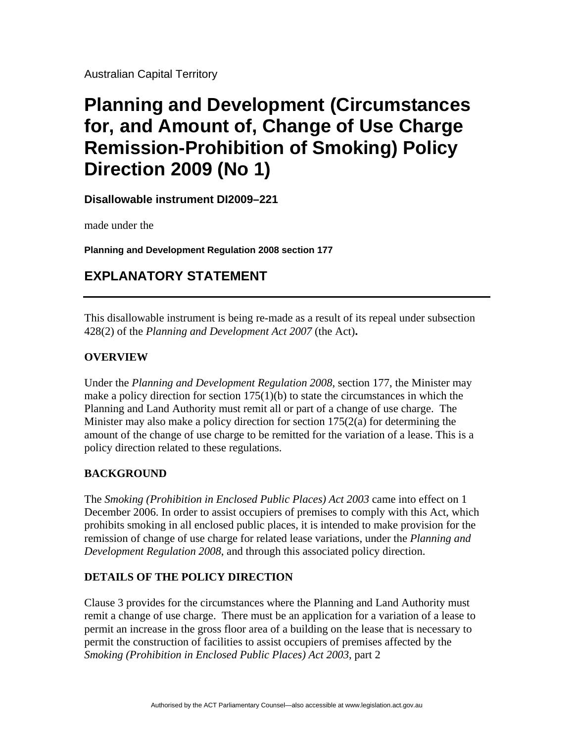Australian Capital Territory

# Planning and Development (Circumstances for, and Amount of, Change of Use Charge Remission-Prohibition of Smoking) Policy Direction 2009 (No 1)

**Disallowable instrument DI2009–221**

made under the

**Planning and Development Regulation 2008 section 177**

## EXPLANATORY STATEMENT

---

This disallowable instrument is being re-made as a result of its repeal under subsection 428(2) of the *Planning and Development Act 2007* (the Act)**.**

**OVERVIEW**

Under the *Planning and Development Regulation 2008*, section 177, the Minister may make a policy direction for section 175(1)(b) to state the circumstances in which the Planning and Land Authority must remit all or part of a change of use charge. The Minister may also make a policy direction for section 175(2(a) for determining the amount of the change of use charge to be remitted for the variation of a lease. This is a policy direction related to these regulations.

**BACKGROUND**

The *Smoking (Prohibition in Enclosed Public Places) Act 2003* came into effect on 1 December 2006. In order to assist occupiers of premises to comply with this Act, which prohibits smoking in all enclosed public places, it is intended to make provision for the remission of change of use charge for related lease variations, under the *Planning and Development Regulation 2008*, and through this associated policy direction.

**DETAILS OF THE POLICY DIRECTION**

Clause 3 provides for the circumstances where the Planning and Land Authority must remit a change of use charge. There must be an application for a variation of a lease to permit an increase in the gross floor area of a building on the lease that is necessary to permit the construction of facilities to assist occupiers of premises affected by the *Smoking (Prohibition in Enclosed Public Places) Act 2003*, part 2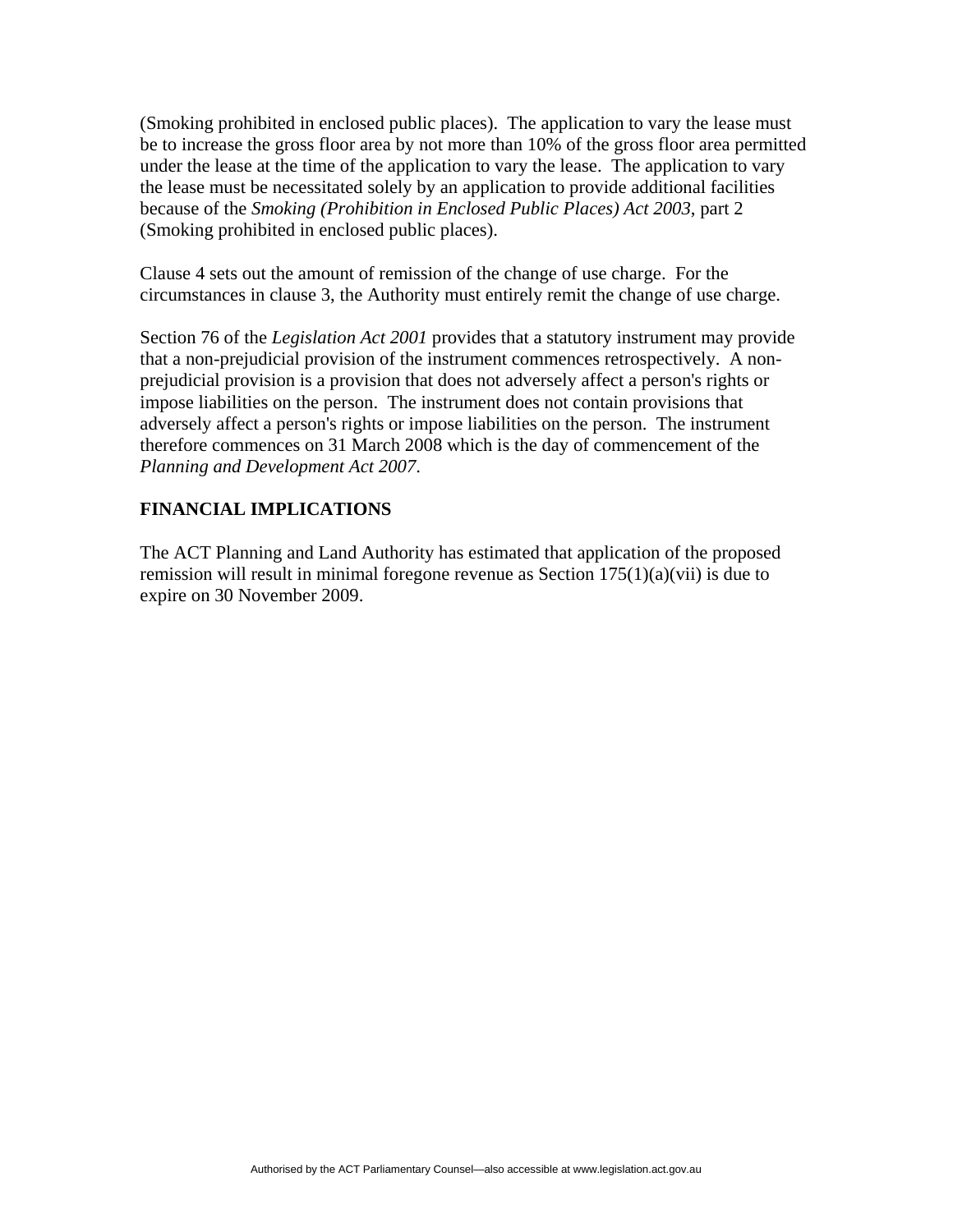(Smoking prohibited in enclosed public places). The application to vary the lease must be to increase the gross floor area by not more than 10% of the gross floor area permitted under the lease at the time of the application to vary the lease. The application to vary the lease must be necessitated solely by an application to provide additional facilities because of the *Smoking (Prohibition in Enclosed Public Places) Act 2003*, part 2 (Smoking prohibited in enclosed public places).

Clause 4 sets out the amount of remission of the change of use charge. For the circumstances in clause 3, the Authority must entirely remit the change of use charge.

Section 76 of the *Legislation Act 2001* provides that a statutory instrument may provide that a non-prejudicial provision of the instrument commences retrospectively. A non-prejudicial provision is a provision that does not adversely affect a person's rights or impose liabilities on the person. The instrument does not contain provisions that adversely affect a person's rights or impose liabilities on the person. The instrument therefore commences on 31 March 2008 which is the day of commencement of the *Planning and Development Act 2007*.

## FINANCIAL IMPLICATIONS

The ACT Planning and Land Authority has estimated that application of the proposed remission will result in minimal foregone revenue as Section 175(1)(a)(vii) is due to expire on 30 November 2009.